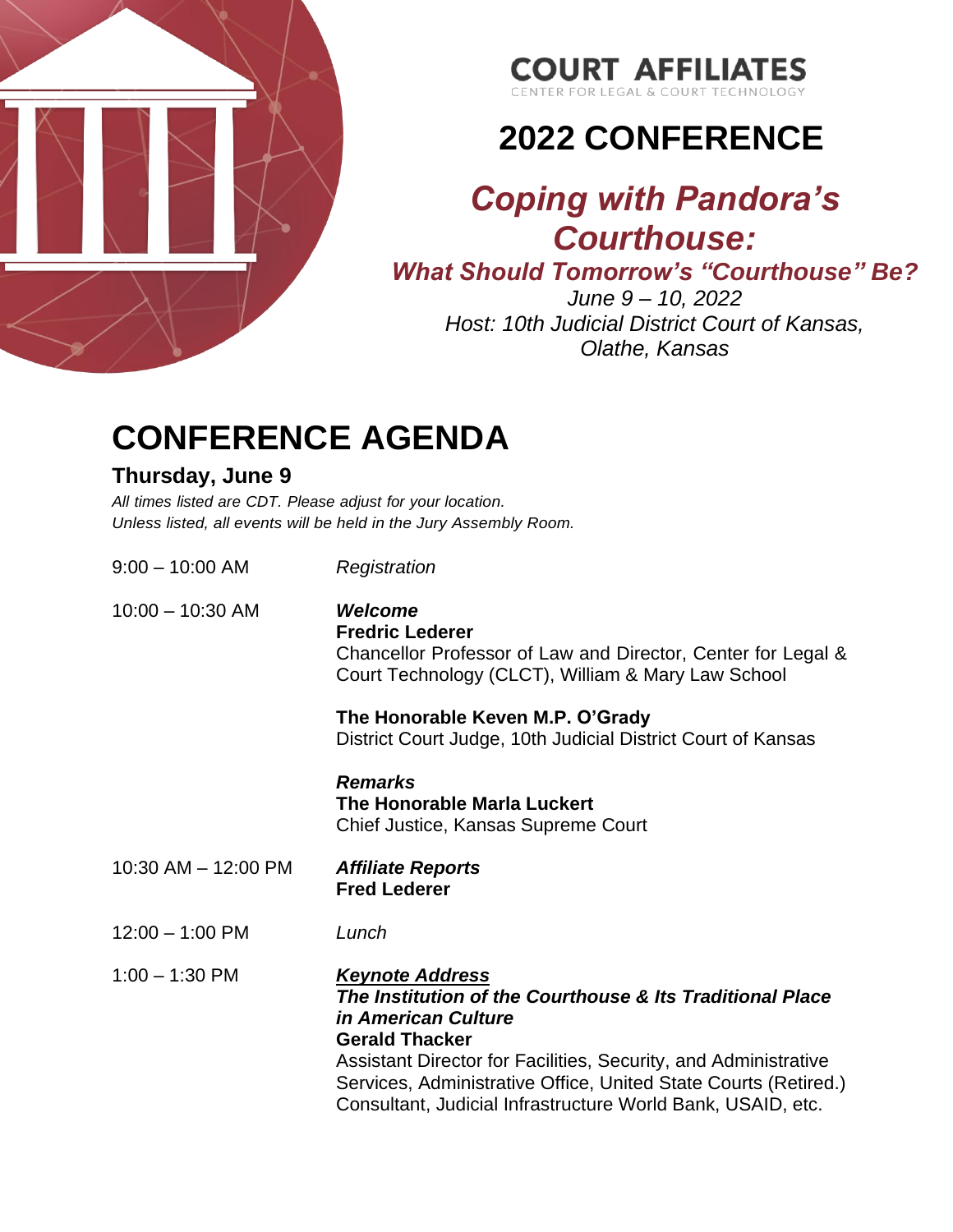**COURT AFFILIATES**
CENTER FOR LEGAL & COURT TECHNOLOGY

# 2022 CONFERENCE

## *Coping with Pandora's Courthouse:*

### *What Should Tomorrow's "Courthouse" Be?*

*June 9 – 10, 2022*
*Host: 10th Judicial District Court of Kansas, Olathe, Kansas*

# CONFERENCE AGENDA

## Thursday, June 9

*All times listed are CDT. Please adjust for your location.*
*Unless listed, all events will be held in the Jury Assembly Room.*

9:00 – 10:00 AM — *Registration*

10:00 – 10:30 AM — ***Welcome***
**Fredric Lederer**
Chancellor Professor of Law and Director, Center for Legal & Court Technology (CLCT), William & Mary Law School

**The Honorable Keven M.P. O'Grady**
District Court Judge, 10th Judicial District Court of Kansas

***Remarks***
**The Honorable Marla Luckert**
Chief Justice, Kansas Supreme Court

10:30 AM – 12:00 PM — ***Affiliate Reports***
**Fred Lederer**

12:00 – 1:00 PM — *Lunch*

1:00 – 1:30 PM — ***Keynote Address***
***The Institution of the Courthouse & Its Traditional Place in American Culture***
**Gerald Thacker**
Assistant Director for Facilities, Security, and Administrative Services, Administrative Office, United State Courts (Retired.)
Consultant, Judicial Infrastructure World Bank, USAID, etc.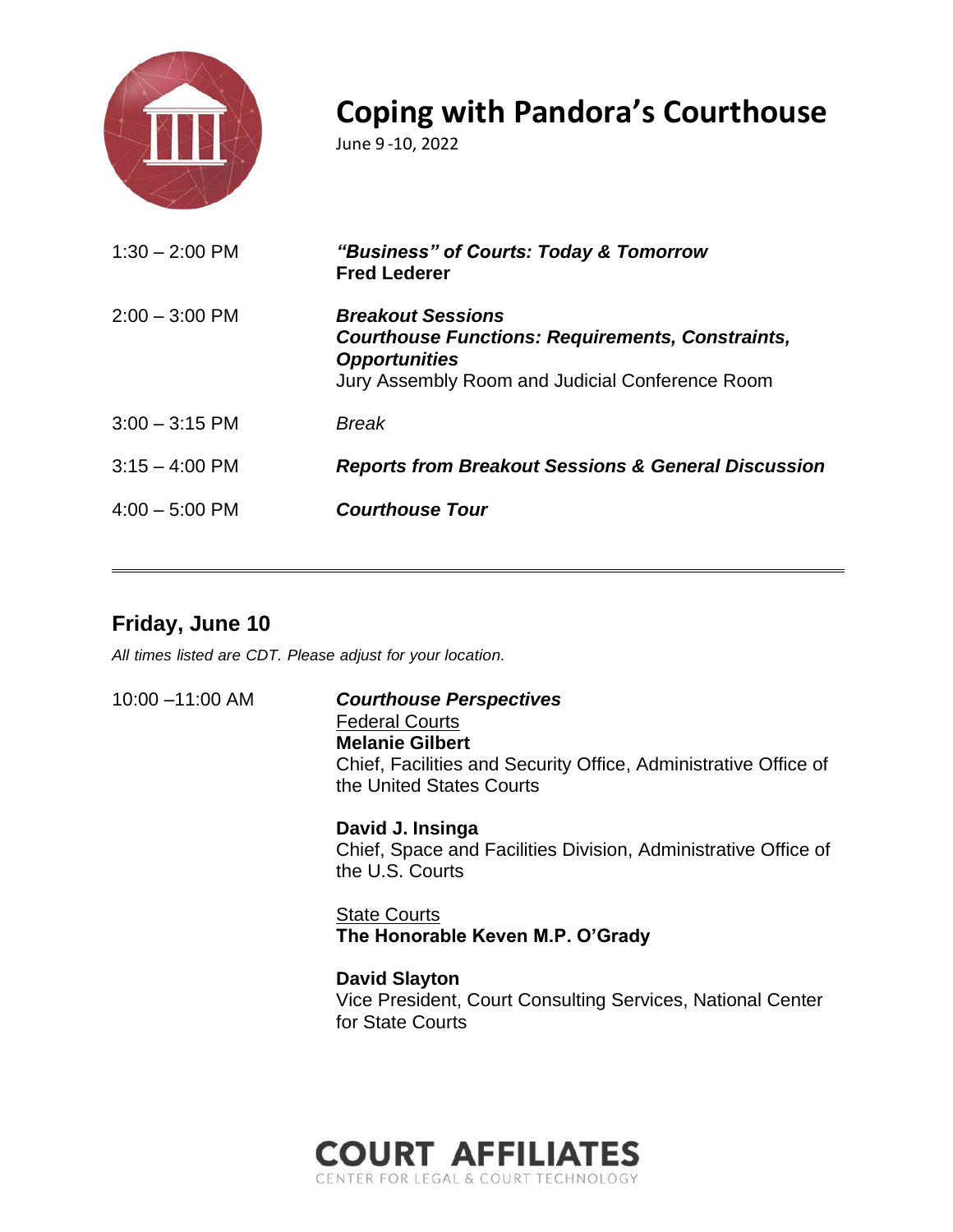# Coping with Pandora's Courthouse

June 9 -10, 2022

| | |
|---|---|
| 1:30 – 2:00 PM | ***"Business" of Courts: Today & Tomorrow***<br>**Fred Lederer** |
| 2:00 – 3:00 PM | ***Breakout Sessions***<br>***Courthouse Functions: Requirements, Constraints, Opportunities***<br>Jury Assembly Room and Judicial Conference Room |
| 3:00 – 3:15 PM | *Break* |
| 3:15 – 4:00 PM | ***Reports from Breakout Sessions & General Discussion*** |
| 4:00 – 5:00 PM | ***Courthouse Tour*** |

---

## Friday, June 10

*All times listed are CDT. Please adjust for your location.*

10:00 –11:00 AM

***Courthouse Perspectives***

<u>Federal Courts</u>

**Melanie Gilbert**
Chief, Facilities and Security Office, Administrative Office of the United States Courts

**David J. Insinga**
Chief, Space and Facilities Division, Administrative Office of the U.S. Courts

<u>State Courts</u>

**The Honorable Keven M.P. O'Grady**

**David Slayton**
Vice President, Court Consulting Services, National Center for State Courts

COURT AFFILIATES
CENTER FOR LEGAL & COURT TECHNOLOGY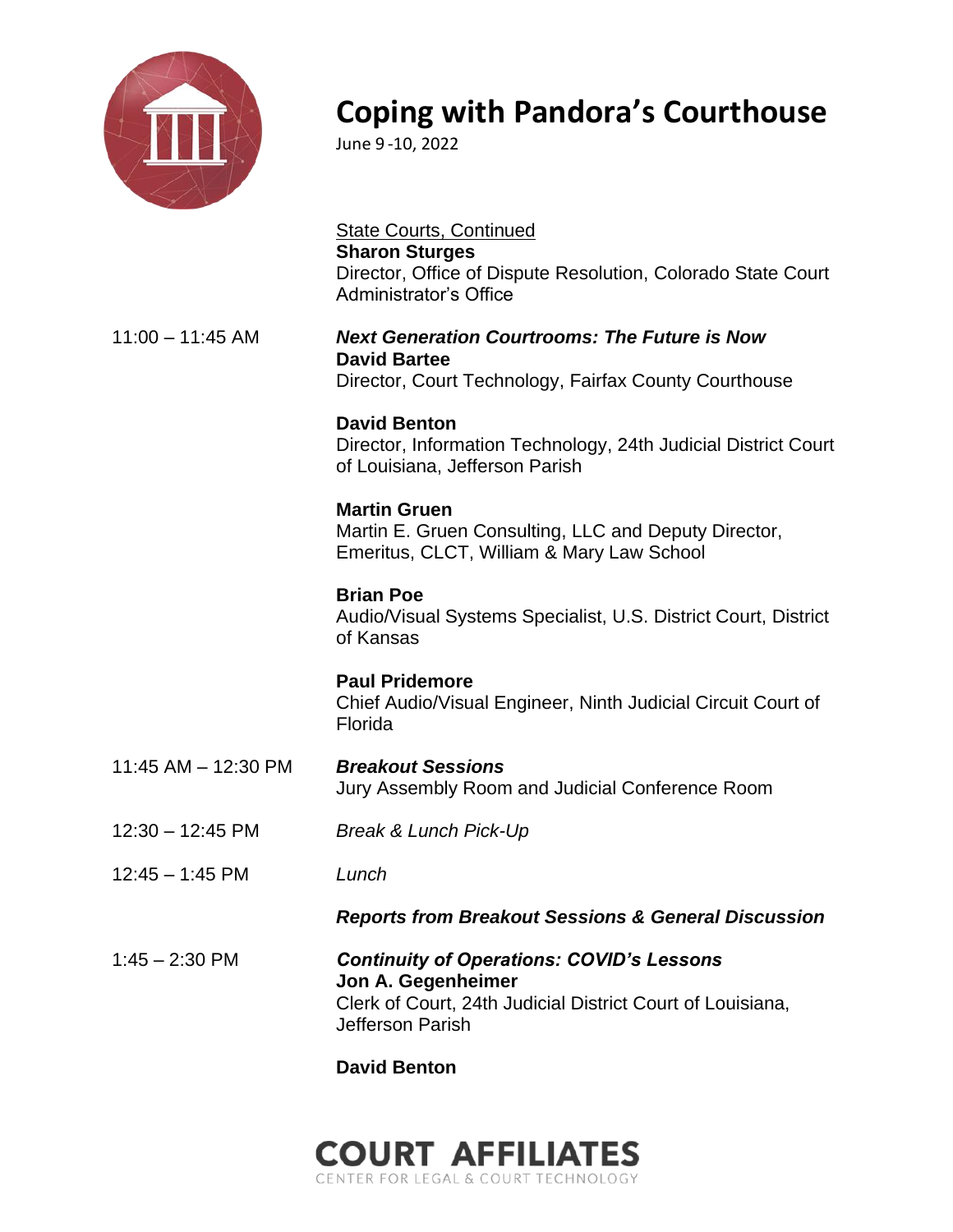# Coping with Pandora's Courthouse

June 9 -10, 2022

<u>State Courts, Continued</u>
**Sharon Sturges**
Director, Office of Dispute Resolution, Colorado State Court Administrator's Office

11:00 – 11:45 AM

***Next Generation Courtrooms: The Future is Now***
**David Bartee**
Director, Court Technology, Fairfax County Courthouse

**David Benton**
Director, Information Technology, 24th Judicial District Court of Louisiana, Jefferson Parish

**Martin Gruen**
Martin E. Gruen Consulting, LLC and Deputy Director, Emeritus, CLCT, William & Mary Law School

**Brian Poe**
Audio/Visual Systems Specialist, U.S. District Court, District of Kansas

**Paul Pridemore**
Chief Audio/Visual Engineer, Ninth Judicial Circuit Court of Florida

11:45 AM – 12:30 PM

***Breakout Sessions***
Jury Assembly Room and Judicial Conference Room

12:30 – 12:45 PM

*Break & Lunch Pick-Up*

12:45 – 1:45 PM

*Lunch*

***Reports from Breakout Sessions & General Discussion***

1:45 – 2:30 PM

***Continuity of Operations: COVID's Lessons***
**Jon A. Gegenheimer**
Clerk of Court, 24th Judicial District Court of Louisiana, Jefferson Parish

**David Benton**

COURT AFFILIATES
CENTER FOR LEGAL & COURT TECHNOLOGY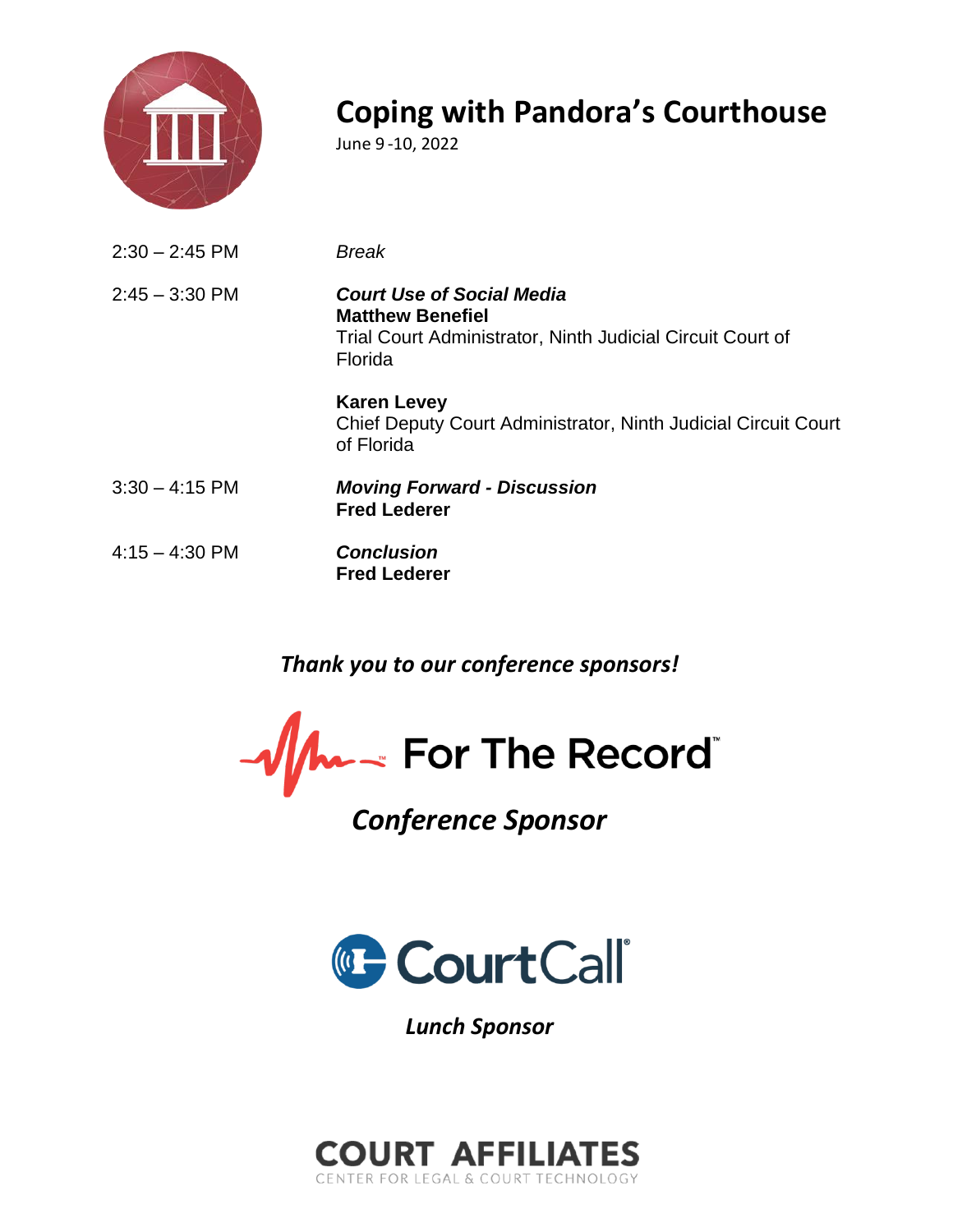# Coping with Pandora's Courthouse

June 9 -10, 2022

| | |
|---|---|
| 2:30 – 2:45 PM | *Break* |
| 2:45 – 3:30 PM | ***Court Use of Social Media***<br>**Matthew Benefiel**<br>Trial Court Administrator, Ninth Judicial Circuit Court of Florida<br><br>**Karen Levey**<br>Chief Deputy Court Administrator, Ninth Judicial Circuit Court of Florida |
| 3:30 – 4:15 PM | ***Moving Forward - Discussion***<br>**Fred Lederer** |
| 4:15 – 4:30 PM | ***Conclusion***<br>**Fred Lederer** |

***Thank you to our conference sponsors!***

For The Record™

***Conference Sponsor***

CourtCall®

***Lunch Sponsor***

COURT AFFILIATES

CENTER FOR LEGAL & COURT TECHNOLOGY